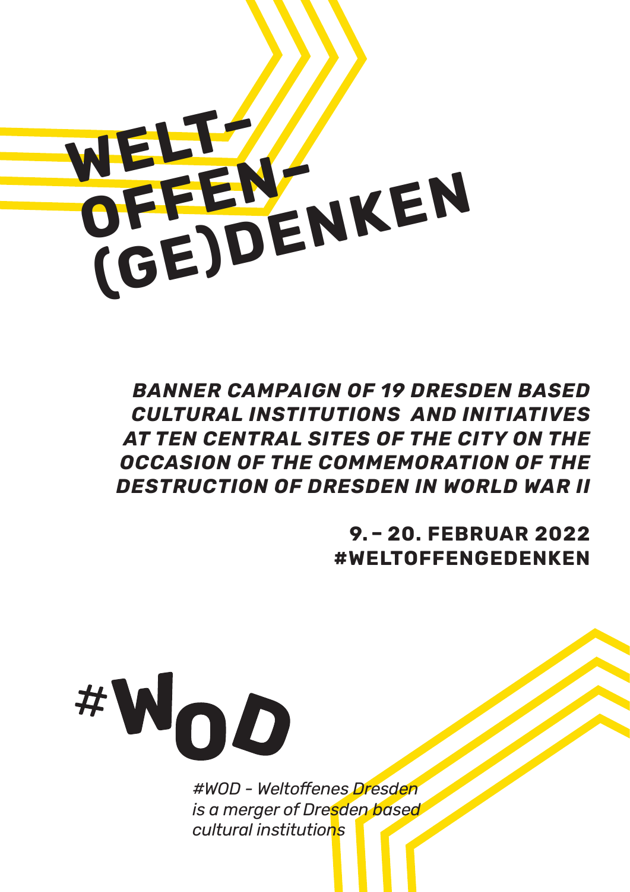# WELT-OFFEN-(GE)DENKEN

***BANNER CAMPAIGN OF 19 DRESDEN BASED CULTURAL INSTITUTIONS AND INITIATIVES AT TEN CENTRAL SITES OF THE CITY ON THE OCCASION OF THE COMMEMORATION OF THE DESTRUCTION OF DRESDEN IN WORLD WAR II***

**9. – 20. FEBRUAR 2022**
**#WELTOFFENGEDENKEN**

#WOD

*#WOD - Weltoffenes Dresden is a merger of Dresden based cultural institutions*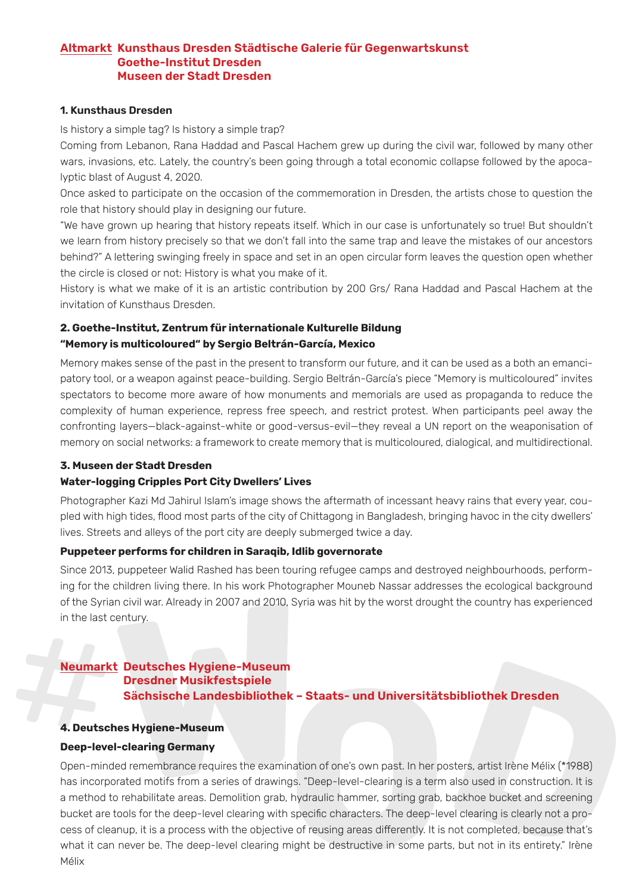## Altmarkt Kunsthaus Dresden Städtische Galerie für Gegenwartskunst Goethe-Institut Dresden Museen der Stadt Dresden

### 1. Kunsthaus Dresden

Is history a simple tag? Is history a simple trap?

Coming from Lebanon, Rana Haddad and Pascal Hachem grew up during the civil war, followed by many other wars, invasions, etc. Lately, the country's been going through a total economic collapse followed by the apocalyptic blast of August 4, 2020.

Once asked to participate on the occasion of the commemoration in Dresden, the artists chose to question the role that history should play in designing our future.

"We have grown up hearing that history repeats itself. Which in our case is unfortunately so true! But shouldn't we learn from history precisely so that we don't fall into the same trap and leave the mistakes of our ancestors behind?" A lettering swinging freely in space and set in an open circular form leaves the question open whether the circle is closed or not: History is what you make of it.

History is what we make of it is an artistic contribution by 200 Grs/ Rana Haddad and Pascal Hachem at the invitation of Kunsthaus Dresden.

### 2. Goethe-Institut, Zentrum für internationale Kulturelle Bildung

**"Memory is multicoloured" by Sergio Beltrán-García, Mexico**

Memory makes sense of the past in the present to transform our future, and it can be used as a both an emancipatory tool, or a weapon against peace-building. Sergio Beltrán-García's piece "Memory is multicoloured" invites spectators to become more aware of how monuments and memorials are used as propaganda to reduce the complexity of human experience, repress free speech, and restrict protest. When participants peel away the confronting layers—black-against-white or good-versus-evil—they reveal a UN report on the weaponisation of memory on social networks: a framework to create memory that is multicoloured, dialogical, and multidirectional.

### 3. Museen der Stadt Dresden

**Water-logging Cripples Port City Dwellers' Lives**

Photographer Kazi Md Jahirul Islam's image shows the aftermath of incessant heavy rains that every year, coupled with high tides, flood most parts of the city of Chittagong in Bangladesh, bringing havoc in the city dwellers' lives. Streets and alleys of the port city are deeply submerged twice a day.

**Puppeteer performs for children in Saraqib, Idlib governorate**

Since 2013, puppeteer Walid Rashed has been touring refugee camps and destroyed neighbourhoods, performing for the children living there. In his work Photographer Mouneb Nassar addresses the ecological background of the Syrian civil war. Already in 2007 and 2010, Syria was hit by the worst drought the country has experienced in the last century.

## Neumarkt Deutsches Hygiene-Museum Dresdner Musikfestspiele Sächsische Landesbibliothek – Staats- und Universitätsbibliothek Dresden

### 4. Deutsches Hygiene-Museum

**Deep-level-clearing Germany**

Open-minded remembrance requires the examination of one's own past. In her posters, artist Irène Mélix (*1988) has incorporated motifs from a series of drawings. "Deep-level-clearing is a term also used in construction. It is a method to rehabilitate areas. Demolition grab, hydraulic hammer, sorting grab, backhoe bucket and screening bucket are tools for the deep-level clearing with specific characters. The deep-level clearing is clearly not a process of cleanup, it is a process with the objective of reusing areas differently. It is not completed, because that's what it can never be. The deep-level clearing might be destructive in some parts, but not in its entirety." Irène Mélix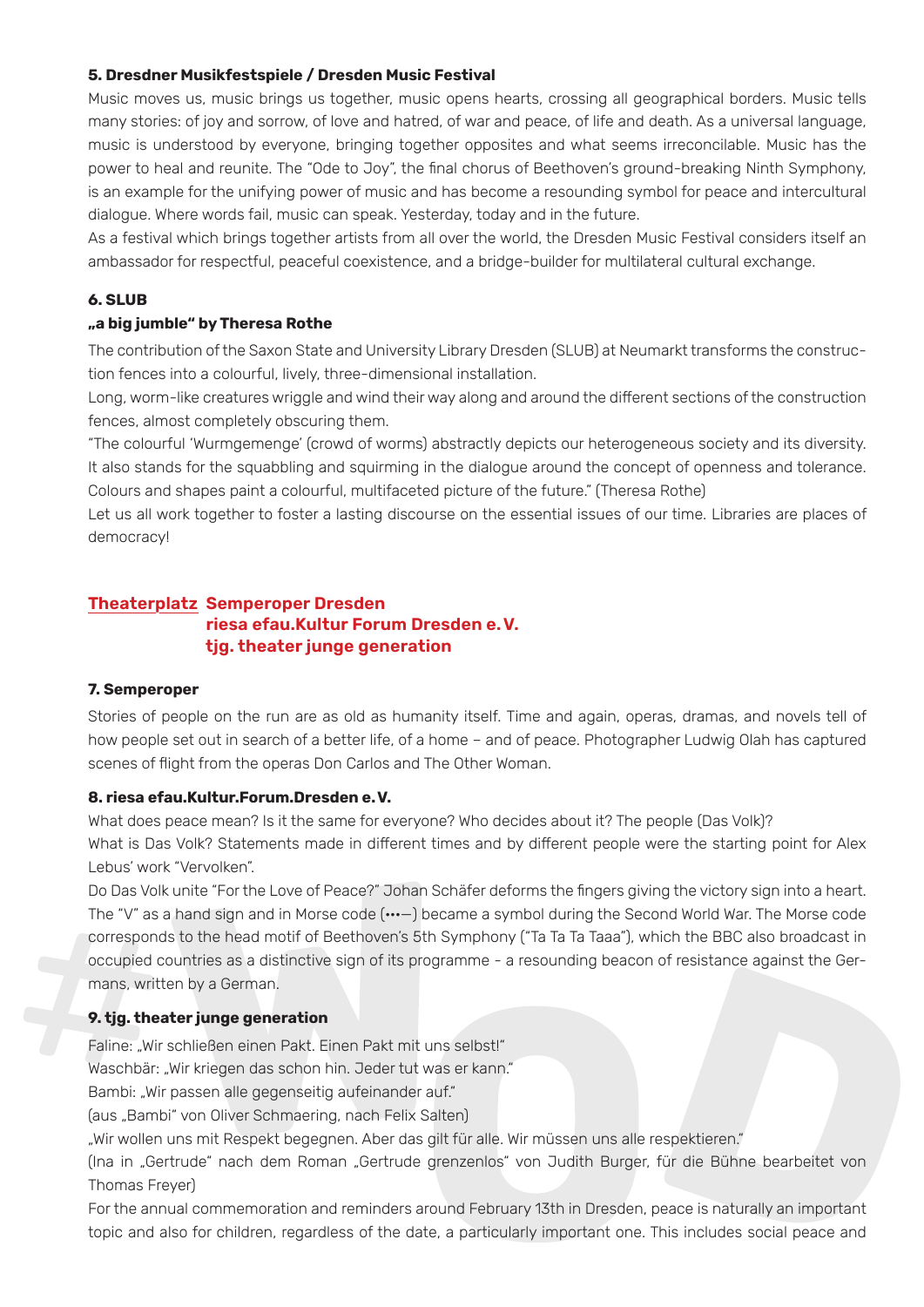**5. Dresdner Musikfestspiele / Dresden Music Festival**

Music moves us, music brings us together, music opens hearts, crossing all geographical borders. Music tells many stories: of joy and sorrow, of love and hatred, of war and peace, of life and death. As a universal language, music is understood by everyone, bringing together opposites and what seems irreconcilable. Music has the power to heal and reunite. The "Ode to Joy", the final chorus of Beethoven's ground-breaking Ninth Symphony, is an example for the unifying power of music and has become a resounding symbol for peace and intercultural dialogue. Where words fail, music can speak. Yesterday, today and in the future.

As a festival which brings together artists from all over the world, the Dresden Music Festival considers itself an ambassador for respectful, peaceful coexistence, and a bridge-builder for multilateral cultural exchange.

**6. SLUB**

**„a big jumble" by Theresa Rothe**

The contribution of the Saxon State and University Library Dresden (SLUB) at Neumarkt transforms the construction fences into a colourful, lively, three-dimensional installation.

Long, worm-like creatures wriggle and wind their way along and around the different sections of the construction fences, almost completely obscuring them.

"The colourful 'Wurmgemenge' (crowd of worms) abstractly depicts our heterogeneous society and its diversity. It also stands for the squabbling and squirming in the dialogue around the concept of openness and tolerance. Colours and shapes paint a colourful, multifaceted picture of the future." (Theresa Rothe)

Let us all work together to foster a lasting discourse on the essential issues of our time. Libraries are places of democracy!

## Theaterplatz Semperoper Dresden, riesa efau.Kultur Forum Dresden e. V., tjg. theater junge generation

**7. Semperoper**

Stories of people on the run are as old as humanity itself. Time and again, operas, dramas, and novels tell of how people set out in search of a better life, of a home – and of peace. Photographer Ludwig Olah has captured scenes of flight from the operas Don Carlos and The Other Woman.

**8. riesa efau.Kultur.Forum.Dresden e. V.**

What does peace mean? Is it the same for everyone? Who decides about it? The people (Das Volk)?

What is Das Volk? Statements made in different times and by different people were the starting point for Alex Lebus' work "Vervolken".

Do Das Volk unite "For the Love of Peace?" Johan Schäfer deforms the fingers giving the victory sign into a heart. The "V" as a hand sign and in Morse code (•••—) became a symbol during the Second World War. The Morse code corresponds to the head motif of Beethoven's 5th Symphony ("Ta Ta Ta Taaa"), which the BBC also broadcast in occupied countries as a distinctive sign of its programme - a resounding beacon of resistance against the Germans, written by a German.

**9. tjg. theater junge generation**

Faline: „Wir schließen einen Pakt. Einen Pakt mit uns selbst!"

Waschbär: „Wir kriegen das schon hin. Jeder tut was er kann."

Bambi: „Wir passen alle gegenseitig aufeinander auf."

(aus „Bambi" von Oliver Schmaering, nach Felix Salten)

„Wir wollen uns mit Respekt begegnen. Aber das gilt für alle. Wir müssen uns alle respektieren."

(Ina in „Gertrude" nach dem Roman „Gertrude grenzenlos" von Judith Burger, für die Bühne bearbeitet von Thomas Freyer)

For the annual commemoration and reminders around February 13th in Dresden, peace is naturally an important topic and also for children, regardless of the date, a particularly important one. This includes social peace and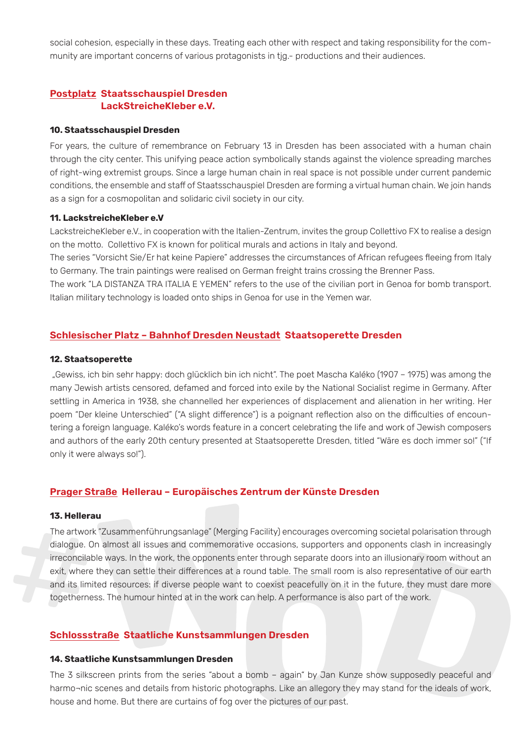social cohesion, especially in these days. Treating each other with respect and taking responsibility for the community are important concerns of various protagonists in tjg.- productions and their audiences.

## Postplatz Staatsschauspiel Dresden LackStreicheKleber e.V.

### 10. Staatsschauspiel Dresden

For years, the culture of remembrance on February 13 in Dresden has been associated with a human chain through the city center. This unifying peace action symbolically stands against the violence spreading marches of right-wing extremist groups. Since a large human chain in real space is not possible under current pandemic conditions, the ensemble and staff of Staatsschauspiel Dresden are forming a virtual human chain. We join hands as a sign for a cosmopolitan and solidaric civil society in our city.

### 11. LackstreicheKleber e.V

LackstreicheKleber e.V., in cooperation with the Italien-Zentrum, invites the group Collettivo FX to realise a design on the motto. Collettivo FX is known for political murals and actions in Italy and beyond.

The series "Vorsicht Sie/Er hat keine Papiere" addresses the circumstances of African refugees fleeing from Italy to Germany. The train paintings were realised on German freight trains crossing the Brenner Pass.

The work "LA DISTANZA TRA ITALIA E YEMEN" refers to the use of the civilian port in Genoa for bomb transport. Italian military technology is loaded onto ships in Genoa for use in the Yemen war.

## Schlesischer Platz – Bahnhof Dresden Neustadt Staatsoperette Dresden

### 12. Staatsoperette

„Gewiss, ich bin sehr happy: doch glücklich bin ich nicht". The poet Mascha Kaléko (1907 – 1975) was among the many Jewish artists censored, defamed and forced into exile by the National Socialist regime in Germany. After settling in America in 1938, she channelled her experiences of displacement and alienation in her writing. Her poem "Der kleine Unterschied" ("A slight difference") is a poignant reflection also on the difficulties of encountering a foreign language. Kaléko's words feature in a concert celebrating the life and work of Jewish composers and authors of the early 20th century presented at Staatsoperette Dresden, titled "Wäre es doch immer so!" ("If only it were always so!").

## Prager Straße Hellerau – Europäisches Zentrum der Künste Dresden

### 13. Hellerau

The artwork "Zusammenführungsanlage" (Merging Facility) encourages overcoming societal polarisation through dialogue. On almost all issues and commemorative occasions, supporters and opponents clash in increasingly irreconcilable ways. In the work, the opponents enter through separate doors into an illusionary room without an exit, where they can settle their differences at a round table. The small room is also representative of our earth and its limited resources: if diverse people want to coexist peacefully on it in the future, they must dare more togetherness. The humour hinted at in the work can help. A performance is also part of the work.

## Schlossstraße Staatliche Kunstsammlungen Dresden

### 14. Staatliche Kunstsammlungen Dresden

The 3 silkscreen prints from the series "about a bomb – again" by Jan Kunze show supposedly peaceful and harmo¬nic scenes and details from historic photographs. Like an allegory they may stand for the ideals of work, house and home. But there are curtains of fog over the pictures of our past.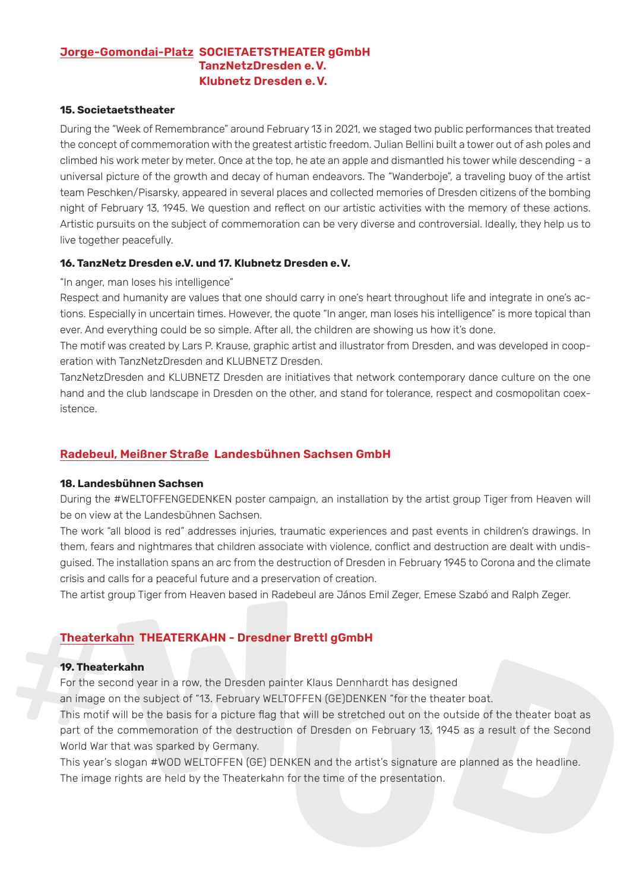**Jorge-Gomondai-Platz SOCIETAETSTHEATER gGmbH**
**TanzNetzDresden e. V.**
**Klubnetz Dresden e. V.**

### 15. Societaetstheater

During the "Week of Remembrance" around February 13 in 2021, we staged two public performances that treated the concept of commemoration with the greatest artistic freedom. Julian Bellini built a tower out of ash poles and climbed his work meter by meter. Once at the top, he ate an apple and dismantled his tower while descending - a universal picture of the growth and decay of human endeavors. The "Wanderboje", a traveling buoy of the artist team Peschken/Pisarsky, appeared in several places and collected memories of Dresden citizens of the bombing night of February 13, 1945. We question and reflect on our artistic activities with the memory of these actions. Artistic pursuits on the subject of commemoration can be very diverse and controversial. Ideally, they help us to live together peacefully.

### 16. TanzNetz Dresden e.V. und 17. Klubnetz Dresden e. V.

"In anger, man loses his intelligence"

Respect and humanity are values that one should carry in one's heart throughout life and integrate in one's actions. Especially in uncertain times. However, the quote "In anger, man loses his intelligence" is more topical than ever. And everything could be so simple. After all, the children are showing us how it's done.

The motif was created by Lars P. Krause, graphic artist and illustrator from Dresden, and was developed in cooperation with TanzNetzDresden and KLUBNETZ Dresden.

TanzNetzDresden and KLUBNETZ Dresden are initiatives that network contemporary dance culture on the one hand and the club landscape in Dresden on the other, and stand for tolerance, respect and cosmopolitan coexistence.

**Radebeul, Meißner Straße Landesbühnen Sachsen GmbH**

### 18. Landesbühnen Sachsen

During the #WELTOFFENGEDENKEN poster campaign, an installation by the artist group Tiger from Heaven will be on view at the Landesbühnen Sachsen.

The work "all blood is red" addresses injuries, traumatic experiences and past events in children's drawings. In them, fears and nightmares that children associate with violence, conflict and destruction are dealt with undisguised. The installation spans an arc from the destruction of Dresden in February 1945 to Corona and the climate crisis and calls for a peaceful future and a preservation of creation.

The artist group Tiger from Heaven based in Radebeul are János Emil Zeger, Emese Szabó and Ralph Zeger.

**Theaterkahn THEATERKAHN - Dresdner Brettl gGmbH**

### 19. Theaterkahn

For the second year in a row, the Dresden painter Klaus Dennhardt has designed an image on the subject of "13. February WELTOFFEN (GE)DENKEN "for the theater boat.

This motif will be the basis for a picture flag that will be stretched out on the outside of the theater boat as part of the commemoration of the destruction of Dresden on February 13, 1945 as a result of the Second World War that was sparked by Germany.

This year's slogan #WOD WELTOFFEN (GE) DENKEN and the artist's signature are planned as the headline.

The image rights are held by the Theaterkahn for the time of the presentation.